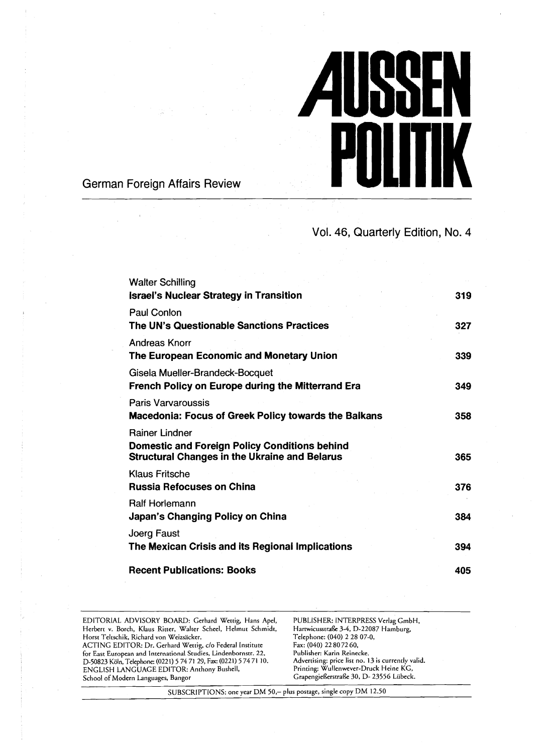# AUSSEN POLITIK

German Foreign Affairs Review

Vol. 46, Quarterly Edition, No. 4

| | |
|---|---|
| Walter Schilling<br>**Israel's Nuclear Strategy in Transition** | 319 |
| Paul Conlon<br>**The UN's Questionable Sanctions Practices** | 327 |
| Andreas Knorr<br>**The European Economic and Monetary Union** | 339 |
| Gisela Mueller-Brandeck-Bocquet<br>**French Policy on Europe during the Mitterrand Era** | 349 |
| Paris Varvaroussis<br>**Macedonia: Focus of Greek Policy towards the Balkans** | 358 |
| Rainer Lindner<br>**Domestic and Foreign Policy Conditions behind Structural Changes in the Ukraine and Belarus** | 365 |
| Klaus Fritsche<br>**Russia Refocuses on China** | 376 |
| Ralf Horlemann<br>**Japan's Changing Policy on China** | 384 |
| Joerg Faust<br>**The Mexican Crisis and its Regional Implications** | 394 |
| **Recent Publications: Books** | 405 |

EDITORIAL ADVISORY BOARD: Gerhard Wettig, Hans Apel, Herbert v. Borch, Klaus Ritter, Walter Scheel, Helmut Schmidt, Horst Teltschik, Richard von Weizsäcker.
ACTING EDITOR: Dr. Gerhard Wettig, c/o Federal Institute for East European and International Studies, Lindenbornstr. 22, D-50823 Köln, Telephone: (0221) 5 74 71 29, Fax: (0221) 5 74 71 10.
ENGLISH LANGUAGE EDITOR: Anthony Bushell, School of Modern Languages, Bangor

PUBLISHER: INTERPRESS Verlag GmbH, Hartwicusstraße 3-4, D-22087 Hamburg, Telephone: (040) 2 28 07-0, Fax: (040) 22 80 72 60, Publisher: Karin Reinecke.
Advertising: price list no. 13 is currently valid.
Printing: Wullenwever-Druck Heine KG, Grapengießerstraße 30, D- 23556 Lübeck.

SUBSCRIPTIONS: one year DM 50,– plus postage, single copy DM 12.50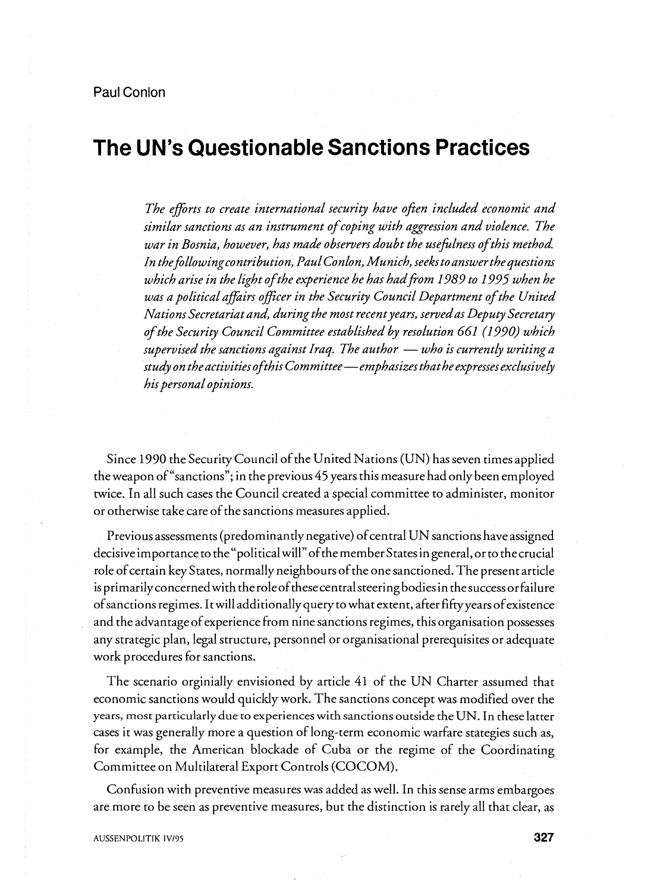Paul Conlon

# The UN's Questionable Sanctions Practices

*The efforts to create international security have often included economic and similar sanctions as an instrument of coping with aggression and violence. The war in Bosnia, however, has made observers doubt the usefulness of this method. In the following contribution, Paul Conlon, Munich, seeks to answer the questions which arise in the light of the experience he has had from 1989 to 1995 when he was a political affairs officer in the Security Council Department of the United Nations Secretariat and, during the most recent years, served as Deputy Secretary of the Security Council Committee established by resolution 661 (1990) which supervised the sanctions against Iraq. The author — who is currently writing a study on the activities of this Committee — emphasizes that he expresses exclusively his personal opinions.*

Since 1990 the Security Council of the United Nations (UN) has seven times applied the weapon of "sanctions"; in the previous 45 years this measure had only been employed twice. In all such cases the Council created a special committee to administer, monitor or otherwise take care of the sanctions measures applied.

Previous assessments (predominantly negative) of central UN sanctions have assigned decisive importance to the "political will" of the member States in general, or to the crucial role of certain key States, normally neighbours of the one sanctioned. The present article is primarily concerned with the role of these central steering bodies in the success or failure of sanctions regimes. It will additionally query to what extent, after fifty years of existence and the advantage of experience from nine sanctions regimes, this organisation possesses any strategic plan, legal structure, personnel or organisational prerequisites or adequate work procedures for sanctions.

The scenario orginially envisioned by article 41 of the UN Charter assumed that economic sanctions would quickly work. The sanctions concept was modified over the years, most particularly due to experiences with sanctions outside the UN. In these latter cases it was generally more a question of long-term economic warfare stategies such as, for example, the American blockade of Cuba or the regime of the Coordinating Committee on Multilateral Export Controls (COCOM).

Confusion with preventive measures was added as well. In this sense arms embargoes are more to be seen as preventive measures, but the distinction is rarely all that clear, as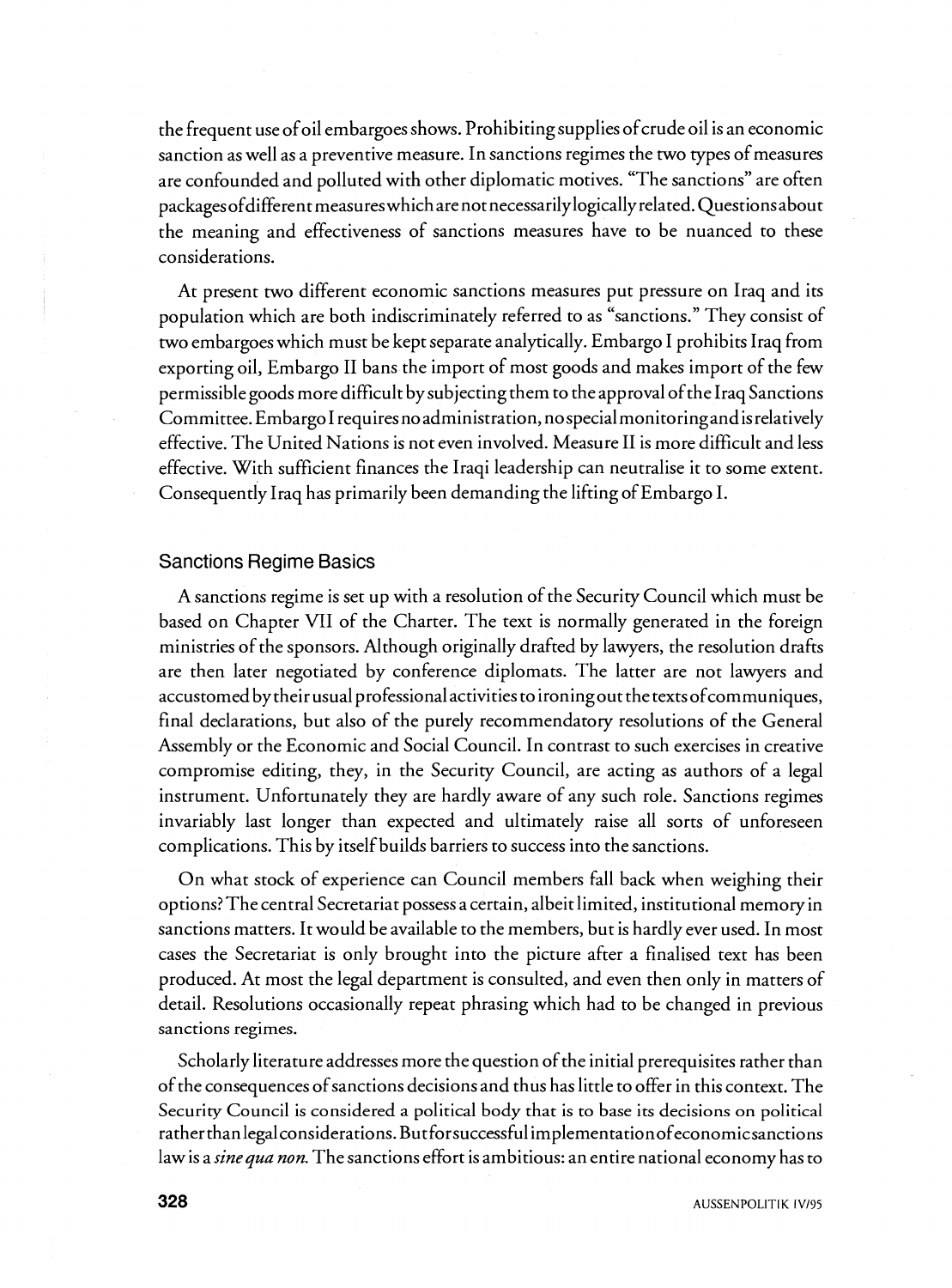the frequent use of oil embargoes shows. Prohibiting supplies of crude oil is an economic sanction as well as a preventive measure. In sanctions regimes the two types of measures are confounded and polluted with other diplomatic motives. "The sanctions" are often packages of different measures which are not necessarily logically related. Questions about the meaning and effectiveness of sanctions measures have to be nuanced to these considerations.

At present two different economic sanctions measures put pressure on Iraq and its population which are both indiscriminately referred to as "sanctions." They consist of two embargoes which must be kept separate analytically. Embargo I prohibits Iraq from exporting oil, Embargo II bans the import of most goods and makes import of the few permissible goods more difficult by subjecting them to the approval of the Iraq Sanctions Committee. Embargo I requires no administration, no special monitoring and is relatively effective. The United Nations is not even involved. Measure II is more difficult and less effective. With sufficient finances the Iraqi leadership can neutralise it to some extent. Consequently Iraq has primarily been demanding the lifting of Embargo I.

## Sanctions Regime Basics

A sanctions regime is set up with a resolution of the Security Council which must be based on Chapter VII of the Charter. The text is normally generated in the foreign ministries of the sponsors. Although originally drafted by lawyers, the resolution drafts are then later negotiated by conference diplomats. The latter are not lawyers and accustomed by their usual professional activities to ironing out the texts of communiques, final declarations, but also of the purely recommendatory resolutions of the General Assembly or the Economic and Social Council. In contrast to such exercises in creative compromise editing, they, in the Security Council, are acting as authors of a legal instrument. Unfortunately they are hardly aware of any such role. Sanctions regimes invariably last longer than expected and ultimately raise all sorts of unforeseen complications. This by itself builds barriers to success into the sanctions.

On what stock of experience can Council members fall back when weighing their options? The central Secretariat possess a certain, albeit limited, institutional memory in sanctions matters. It would be available to the members, but is hardly ever used. In most cases the Secretariat is only brought into the picture after a finalised text has been produced. At most the legal department is consulted, and even then only in matters of detail. Resolutions occasionally repeat phrasing which had to be changed in previous sanctions regimes.

Scholarly literature addresses more the question of the initial prerequisites rather than of the consequences of sanctions decisions and thus has little to offer in this context. The Security Council is considered a political body that is to base its decisions on political rather than legal considerations. But for successful implementation of economic sanctions law is a *sine qua non*. The sanctions effort is ambitious: an entire national economy has to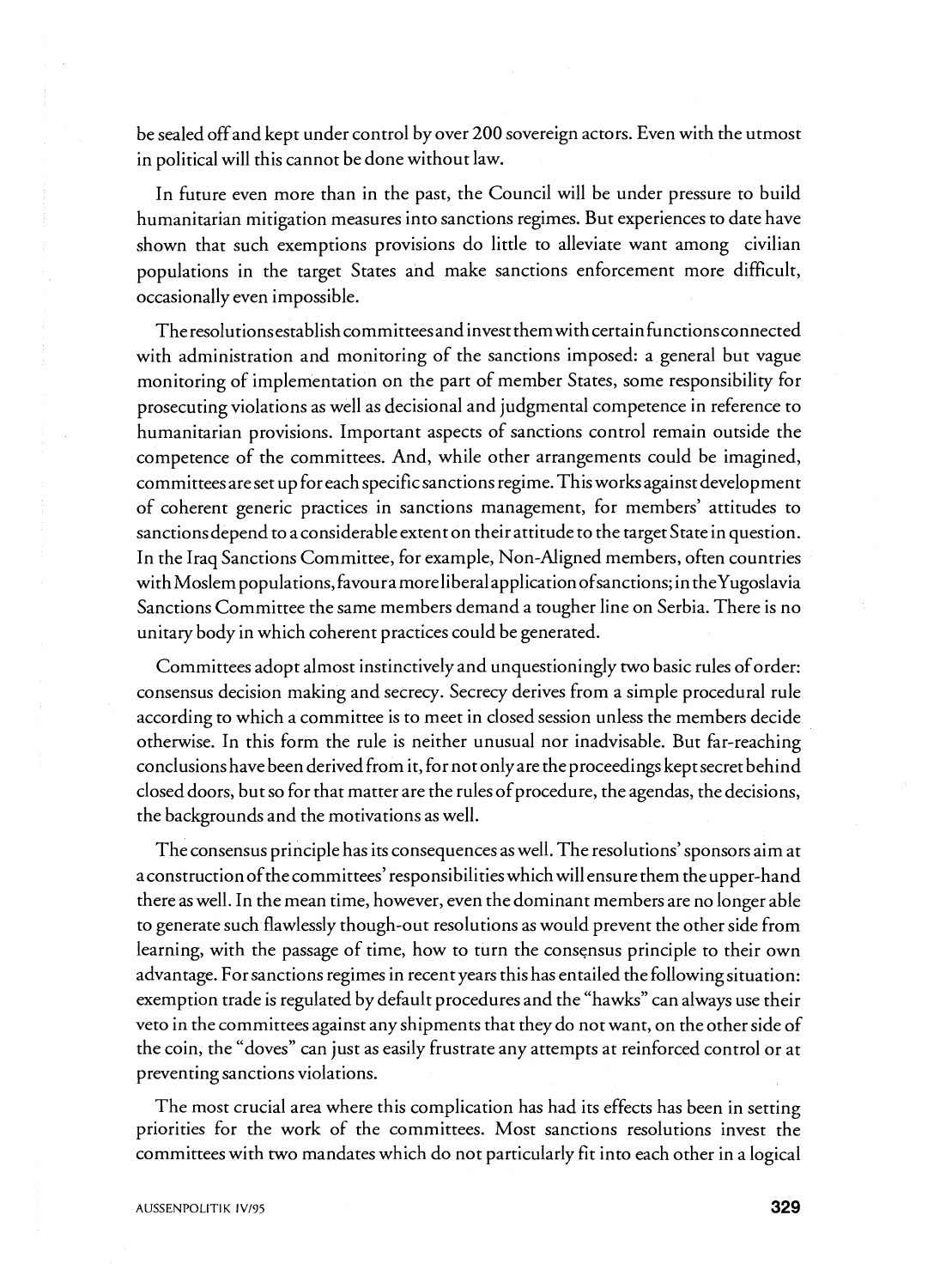be sealed off and kept under control by over 200 sovereign actors. Even with the utmost in political will this cannot be done without law.

In future even more than in the past, the Council will be under pressure to build humanitarian mitigation measures into sanctions regimes. But experiences to date have shown that such exemptions provisions do little to alleviate want among civilian populations in the target States and make sanctions enforcement more difficult, occasionally even impossible.

The resolutions establish committees and invest them with certain functions connected with administration and monitoring of the sanctions imposed: a general but vague monitoring of implementation on the part of member States, some responsibility for prosecuting violations as well as decisional and judgmental competence in reference to humanitarian provisions. Important aspects of sanctions control remain outside the competence of the committees. And, while other arrangements could be imagined, committees are set up for each specific sanctions regime. This works against development of coherent generic practices in sanctions management, for members' attitudes to sanctions depend to a considerable extent on their attitude to the target State in question. In the Iraq Sanctions Committee, for example, Non-Aligned members, often countries with Moslem populations, favour a more liberal application of sanctions; in the Yugoslavia Sanctions Committee the same members demand a tougher line on Serbia. There is no unitary body in which coherent practices could be generated.

Committees adopt almost instinctively and unquestioningly two basic rules of order: consensus decision making and secrecy. Secrecy derives from a simple procedural rule according to which a committee is to meet in closed session unless the members decide otherwise. In this form the rule is neither unusual nor inadvisable. But far-reaching conclusions have been derived from it, for not only are the proceedings kept secret behind closed doors, but so for that matter are the rules of procedure, the agendas, the decisions, the backgrounds and the motivations as well.

The consensus principle has its consequences as well. The resolutions' sponsors aim at a construction of the committees' responsibilities which will ensure them the upper-hand there as well. In the mean time, however, even the dominant members are no longer able to generate such flawlessly though-out resolutions as would prevent the other side from learning, with the passage of time, how to turn the consensus principle to their own advantage. For sanctions regimes in recent years this has entailed the following situation: exemption trade is regulated by default procedures and the "hawks" can always use their veto in the committees against any shipments that they do not want, on the other side of the coin, the "doves" can just as easily frustrate any attempts at reinforced control or at preventing sanctions violations.

The most crucial area where this complication has had its effects has been in setting priorities for the work of the committees. Most sanctions resolutions invest the committees with two mandates which do not particularly fit into each other in a logical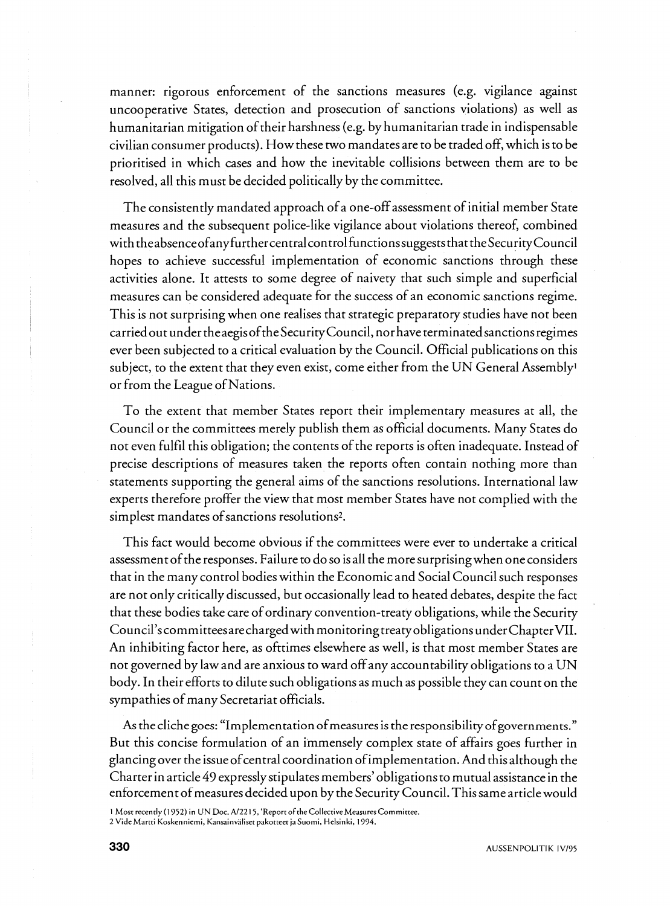manner: rigorous enforcement of the sanctions measures (e.g. vigilance against uncooperative States, detection and prosecution of sanctions violations) as well as humanitarian mitigation of their harshness (e.g. by humanitarian trade in indispensable civilian consumer products). How these two mandates are to be traded off, which is to be prioritised in which cases and how the inevitable collisions between them are to be resolved, all this must be decided politically by the committee.

The consistently mandated approach of a one-off assessment of initial member State measures and the subsequent police-like vigilance about violations thereof, combined with the absence of any further central control functions suggests that the Security Council hopes to achieve successful implementation of economic sanctions through these activities alone. It attests to some degree of naivety that such simple and superficial measures can be considered adequate for the success of an economic sanctions regime. This is not surprising when one realises that strategic preparatory studies have not been carried out under the aegis of the Security Council, nor have terminated sanctions regimes ever been subjected to a critical evaluation by the Council. Official publications on this subject, to the extent that they even exist, come either from the UN General Assembly[1] or from the League of Nations.

To the extent that member States report their implementary measures at all, the Council or the committees merely publish them as official documents. Many States do not even fulfil this obligation; the contents of the reports is often inadequate. Instead of precise descriptions of measures taken the reports often contain nothing more than statements supporting the general aims of the sanctions resolutions. International law experts therefore proffer the view that most member States have not complied with the simplest mandates of sanctions resolutions[2].

This fact would become obvious if the committees were ever to undertake a critical assessment of the responses. Failure to do so is all the more surprising when one considers that in the many control bodies within the Economic and Social Council such responses are not only critically discussed, but occasionally lead to heated debates, despite the fact that these bodies take care of ordinary convention-treaty obligations, while the Security Council's committees are charged with monitoring treaty obligations under Chapter VII. An inhibiting factor here, as ofttimes elsewhere as well, is that most member States are not governed by law and are anxious to ward off any accountability obligations to a UN body. In their efforts to dilute such obligations as much as possible they can count on the sympathies of many Secretariat officials.

As the cliche goes: "Implementation of measures is the responsibility of governments." But this concise formulation of an immensely complex state of affairs goes further in glancing over the issue of central coordination of implementation. And this although the Charter in article 49 expressly stipulates members' obligations to mutual assistance in the enforcement of measures decided upon by the Security Council. This same article would

1 Most recently (1952) in UN Doc. A/2215, 'Report of the Collective Measures Committee.

2 Vide Martti Koskenniemi, Kansainväliset pakotteet ja Suomi, Helsinki, 1994.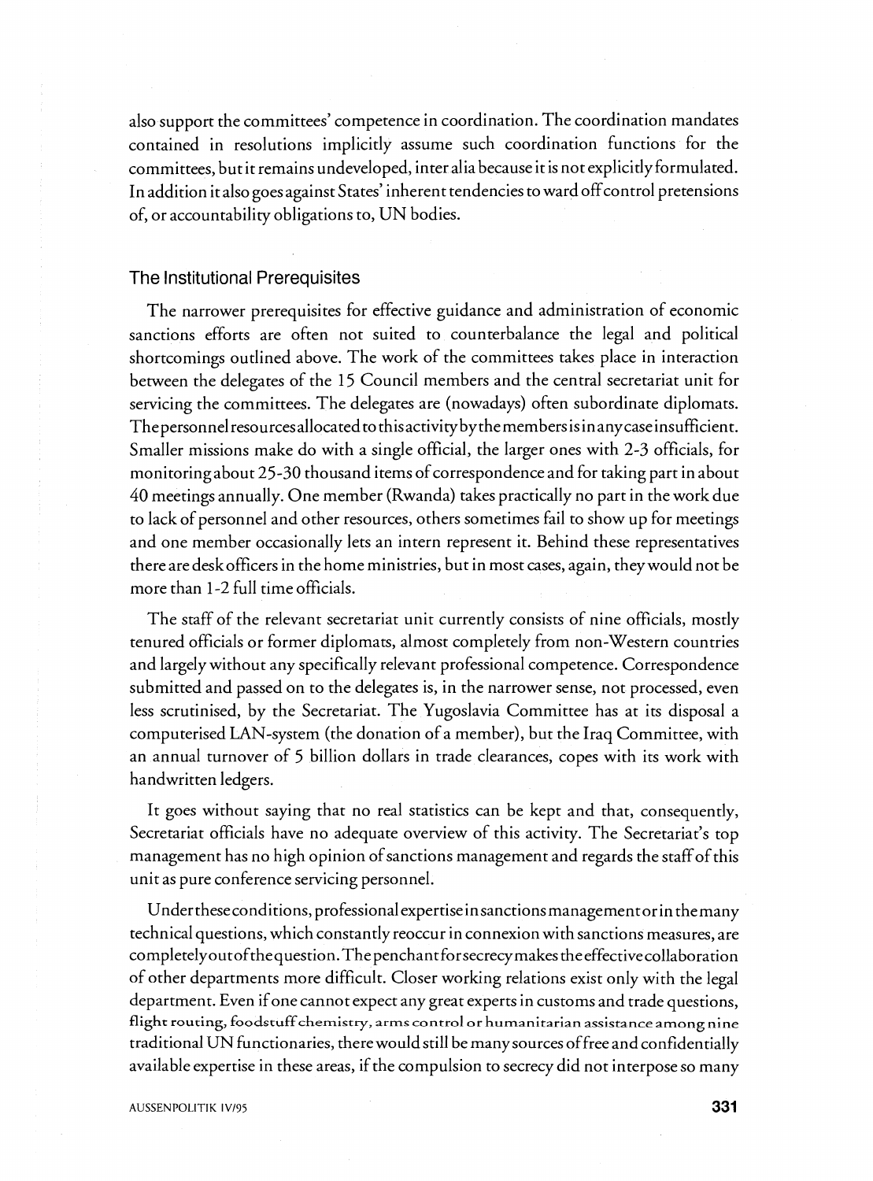also support the committees' competence in coordination. The coordination mandates contained in resolutions implicitly assume such coordination functions for the committees, but it remains undeveloped, inter alia because it is not explicitly formulated. In addition it also goes against States' inherent tendencies to ward off control pretensions of, or accountability obligations to, UN bodies.

## The Institutional Prerequisites

The narrower prerequisites for effective guidance and administration of economic sanctions efforts are often not suited to counterbalance the legal and political shortcomings outlined above. The work of the committees takes place in interaction between the delegates of the 15 Council members and the central secretariat unit for servicing the committees. The delegates are (nowadays) often subordinate diplomats. The personnel resources allocated to this activity by the members is in any case insufficient. Smaller missions make do with a single official, the larger ones with 2-3 officials, for monitoring about 25-30 thousand items of correspondence and for taking part in about 40 meetings annually. One member (Rwanda) takes practically no part in the work due to lack of personnel and other resources, others sometimes fail to show up for meetings and one member occasionally lets an intern represent it. Behind these representatives there are desk officers in the home ministries, but in most cases, again, they would not be more than 1-2 full time officials.

The staff of the relevant secretariat unit currently consists of nine officials, mostly tenured officials or former diplomats, almost completely from non-Western countries and largely without any specifically relevant professional competence. Correspondence submitted and passed on to the delegates is, in the narrower sense, not processed, even less scrutinised, by the Secretariat. The Yugoslavia Committee has at its disposal a computerised LAN-system (the donation of a member), but the Iraq Committee, with an annual turnover of 5 billion dollars in trade clearances, copes with its work with handwritten ledgers.

It goes without saying that no real statistics can be kept and that, consequently, Secretariat officials have no adequate overview of this activity. The Secretariat's top management has no high opinion of sanctions management and regards the staff of this unit as pure conference servicing personnel.

Under these conditions, professional expertise in sanctions management or in the many technical questions, which constantly reoccur in connexion with sanctions measures, are completely out of the question. The penchant for secrecy makes the effective collaboration of other departments more difficult. Closer working relations exist only with the legal department. Even if one cannot expect any great experts in customs and trade questions, flight routing, foodstuff chemistry, arms control or humanitarian assistance among nine traditional UN functionaries, there would still be many sources of free and confidentially available expertise in these areas, if the compulsion to secrecy did not interpose so many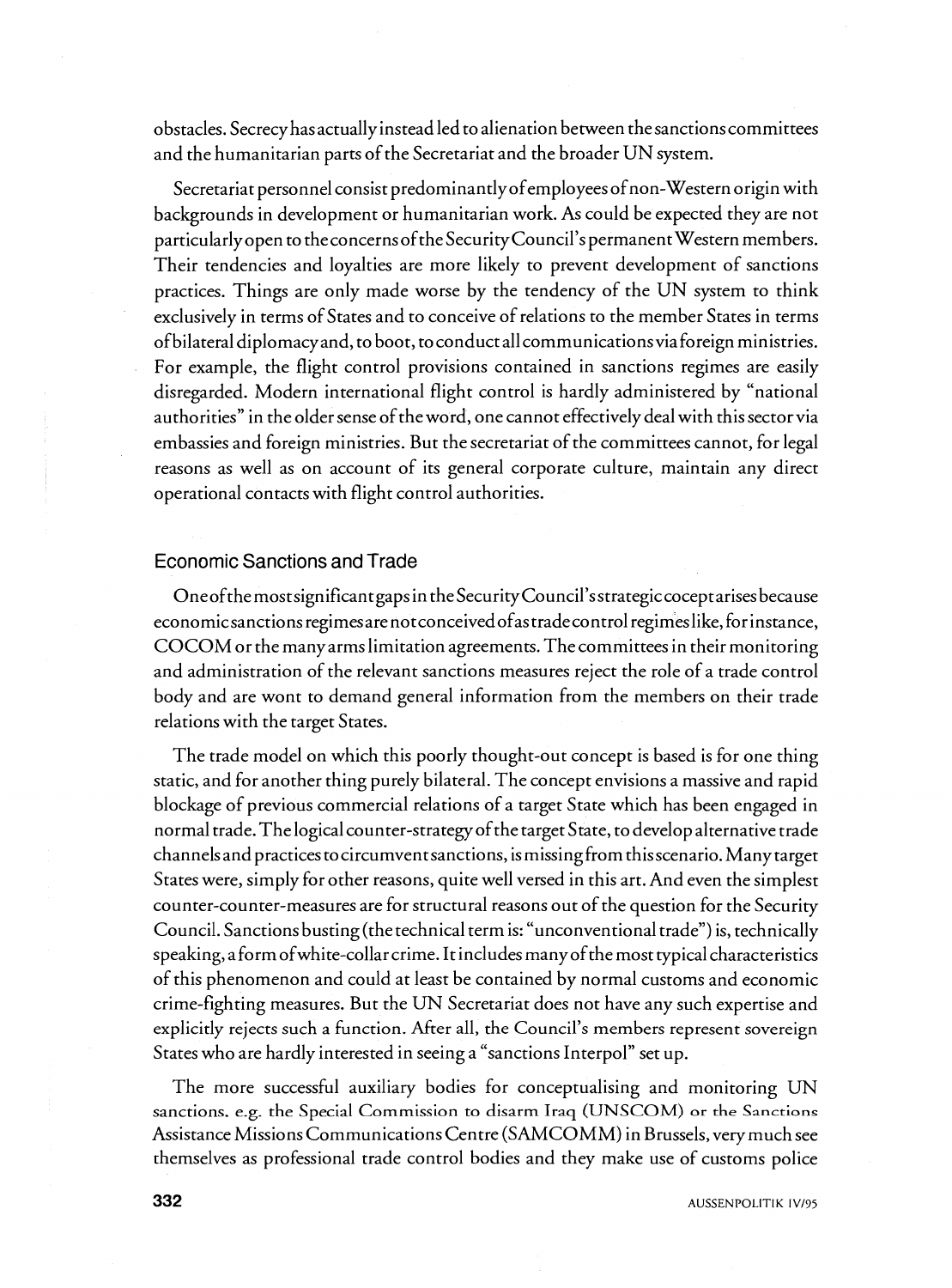obstacles. Secrecy has actually instead led to alienation between the sanctions committees and the humanitarian parts of the Secretariat and the broader UN system.

Secretariat personnel consist predominantly of employees of non-Western origin with backgrounds in development or humanitarian work. As could be expected they are not particularly open to the concerns of the Security Council's permanent Western members. Their tendencies and loyalties are more likely to prevent development of sanctions practices. Things are only made worse by the tendency of the UN system to think exclusively in terms of States and to conceive of relations to the member States in terms of bilateral diplomacy and, to boot, to conduct all communications via foreign ministries. For example, the flight control provisions contained in sanctions regimes are easily disregarded. Modern international flight control is hardly administered by "national authorities" in the older sense of the word, one cannot effectively deal with this sector via embassies and foreign ministries. But the secretariat of the committees cannot, for legal reasons as well as on account of its general corporate culture, maintain any direct operational contacts with flight control authorities.

## Economic Sanctions and Trade

One of the most significant gaps in the Security Council's strategic cocept arises because economic sanctions regimes are not conceived of as trade control regimes like, for instance, COCOM or the many arms limitation agreements. The committees in their monitoring and administration of the relevant sanctions measures reject the role of a trade control body and are wont to demand general information from the members on their trade relations with the target States.

The trade model on which this poorly thought-out concept is based is for one thing static, and for another thing purely bilateral. The concept envisions a massive and rapid blockage of previous commercial relations of a target State which has been engaged in normal trade. The logical counter-strategy of the target State, to develop alternative trade channels and practices to circumvent sanctions, is missing from this scenario. Many target States were, simply for other reasons, quite well versed in this art. And even the simplest counter-counter-measures are for structural reasons out of the question for the Security Council. Sanctions busting (the technical term is: "unconventional trade") is, technically speaking, a form of white-collar crime. It includes many of the most typical characteristics of this phenomenon and could at least be contained by normal customs and economic crime-fighting measures. But the UN Secretariat does not have any such expertise and explicitly rejects such a function. After all, the Council's members represent sovereign States who are hardly interested in seeing a "sanctions Interpol" set up.

The more successful auxiliary bodies for conceptualising and monitoring UN sanctions, e.g. the Special Commission to disarm Iraq (UNSCOM) or the Sanctions Assistance Missions Communications Centre (SAMCOMM) in Brussels, very much see themselves as professional trade control bodies and they make use of customs police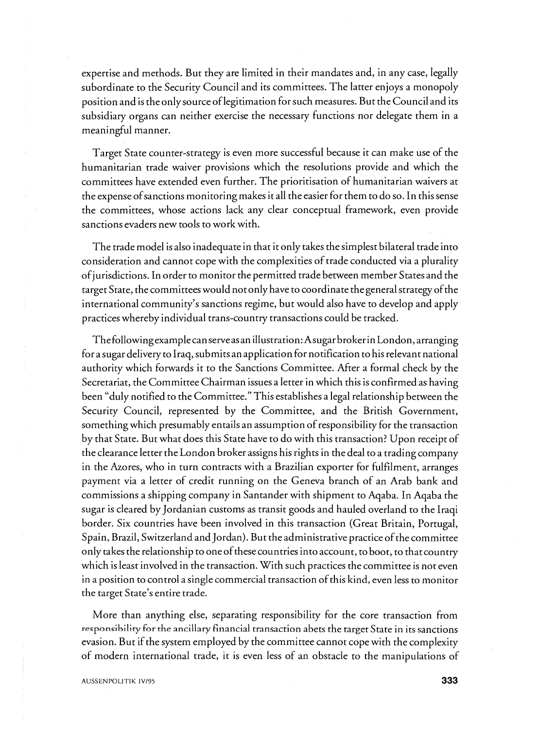expertise and methods. But they are limited in their mandates and, in any case, legally subordinate to the Security Council and its committees. The latter enjoys a monopoly position and is the only source of legitimation for such measures. But the Council and its subsidiary organs can neither exercise the necessary functions nor delegate them in a meaningful manner.

Target State counter-strategy is even more successful because it can make use of the humanitarian trade waiver provisions which the resolutions provide and which the committees have extended even further. The prioritisation of humanitarian waivers at the expense of sanctions monitoring makes it all the easier for them to do so. In this sense the committees, whose actions lack any clear conceptual framework, even provide sanctions evaders new tools to work with.

The trade model is also inadequate in that it only takes the simplest bilateral trade into consideration and cannot cope with the complexities of trade conducted via a plurality of jurisdictions. In order to monitor the permitted trade between member States and the target State, the committees would not only have to coordinate the general strategy of the international community's sanctions regime, but would also have to develop and apply practices whereby individual trans-country transactions could be tracked.

The following example can serve as an illustration: A sugar broker in London, arranging for a sugar delivery to Iraq, submits an application for notification to his relevant national authority which forwards it to the Sanctions Committee. After a formal check by the Secretariat, the Committee Chairman issues a letter in which this is confirmed as having been "duly notified to the Committee." This establishes a legal relationship between the Security Council, represented by the Committee, and the British Government, something which presumably entails an assumption of responsibility for the transaction by that State. But what does this State have to do with this transaction? Upon receipt of the clearance letter the London broker assigns his rights in the deal to a trading company in the Azores, who in turn contracts with a Brazilian exporter for fulfilment, arranges payment via a letter of credit running on the Geneva branch of an Arab bank and commissions a shipping company in Santander with shipment to Aqaba. In Aqaba the sugar is cleared by Jordanian customs as transit goods and hauled overland to the Iraqi border. Six countries have been involved in this transaction (Great Britain, Portugal, Spain, Brazil, Switzerland and Jordan). But the administrative practice of the committee only takes the relationship to one of these countries into account, to boot, to that country which is least involved in the transaction. With such practices the committee is not even in a position to control a single commercial transaction of this kind, even less to monitor the target State's entire trade.

More than anything else, separating responsibility for the core transaction from responsibility for the ancillary financial transaction abets the target State in its sanctions evasion. But if the system employed by the committee cannot cope with the complexity of modern international trade, it is even less of an obstacle to the manipulations of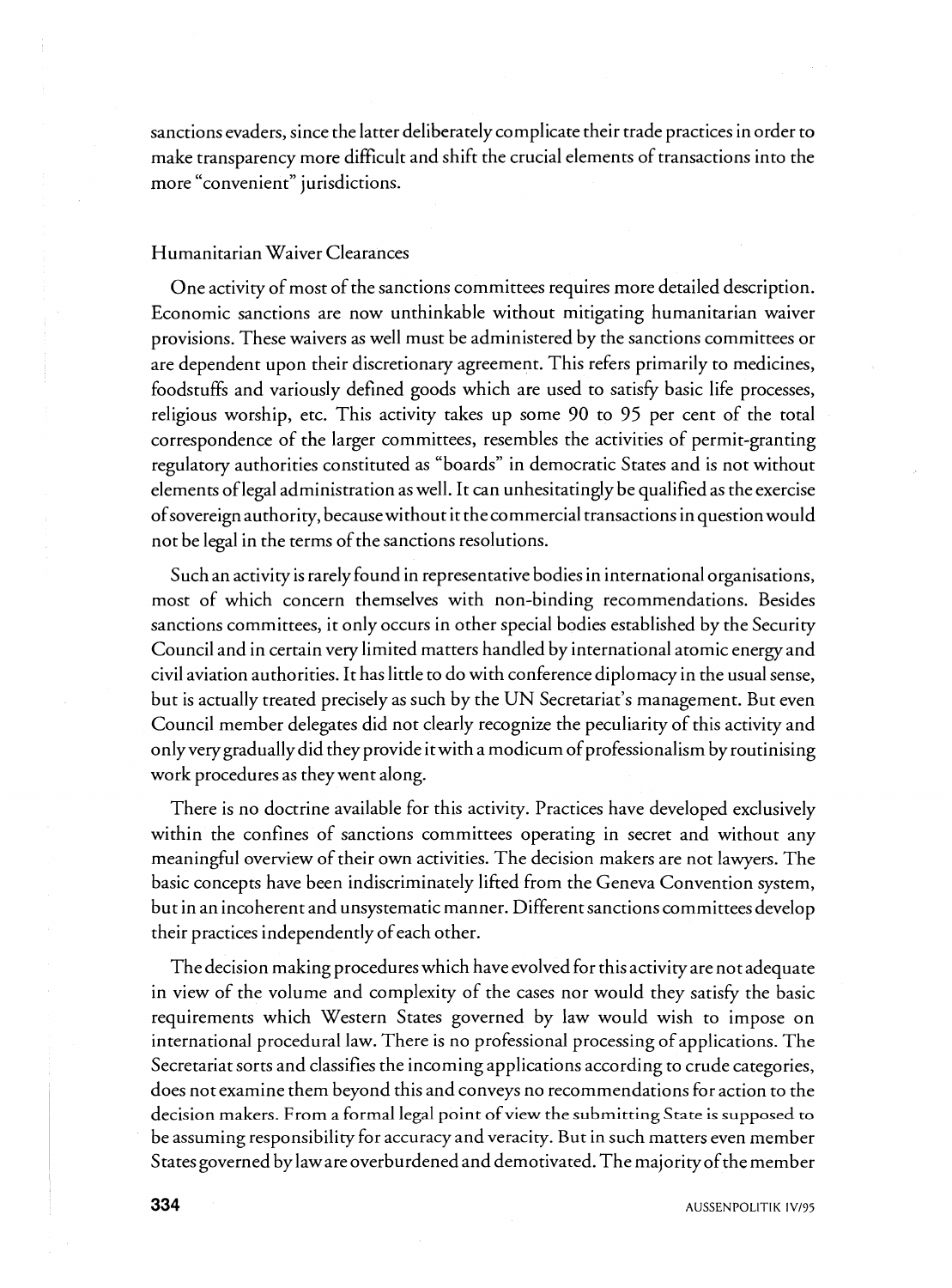sanctions evaders, since the latter deliberately complicate their trade practices in order to make transparency more difficult and shift the crucial elements of transactions into the more "convenient" jurisdictions.

## Humanitarian Waiver Clearances

One activity of most of the sanctions committees requires more detailed description. Economic sanctions are now unthinkable without mitigating humanitarian waiver provisions. These waivers as well must be administered by the sanctions committees or are dependent upon their discretionary agreement. This refers primarily to medicines, foodstuffs and variously defined goods which are used to satisfy basic life processes, religious worship, etc. This activity takes up some 90 to 95 per cent of the total correspondence of the larger committees, resembles the activities of permit-granting regulatory authorities constituted as "boards" in democratic States and is not without elements of legal administration as well. It can unhesitatingly be qualified as the exercise of sovereign authority, because without it the commercial transactions in question would not be legal in the terms of the sanctions resolutions.

Such an activity is rarely found in representative bodies in international organisations, most of which concern themselves with non-binding recommendations. Besides sanctions committees, it only occurs in other special bodies established by the Security Council and in certain very limited matters handled by international atomic energy and civil aviation authorities. It has little to do with conference diplomacy in the usual sense, but is actually treated precisely as such by the UN Secretariat's management. But even Council member delegates did not clearly recognize the peculiarity of this activity and only very gradually did they provide it with a modicum of professionalism by routinising work procedures as they went along.

There is no doctrine available for this activity. Practices have developed exclusively within the confines of sanctions committees operating in secret and without any meaningful overview of their own activities. The decision makers are not lawyers. The basic concepts have been indiscriminately lifted from the Geneva Convention system, but in an incoherent and unsystematic manner. Different sanctions committees develop their practices independently of each other.

The decision making procedures which have evolved for this activity are not adequate in view of the volume and complexity of the cases nor would they satisfy the basic requirements which Western States governed by law would wish to impose on international procedural law. There is no professional processing of applications. The Secretariat sorts and classifies the incoming applications according to crude categories, does not examine them beyond this and conveys no recommendations for action to the decision makers. From a formal legal point of view the submitting State is supposed to be assuming responsibility for accuracy and veracity. But in such matters even member States governed by law are overburdened and demotivated. The majority of the member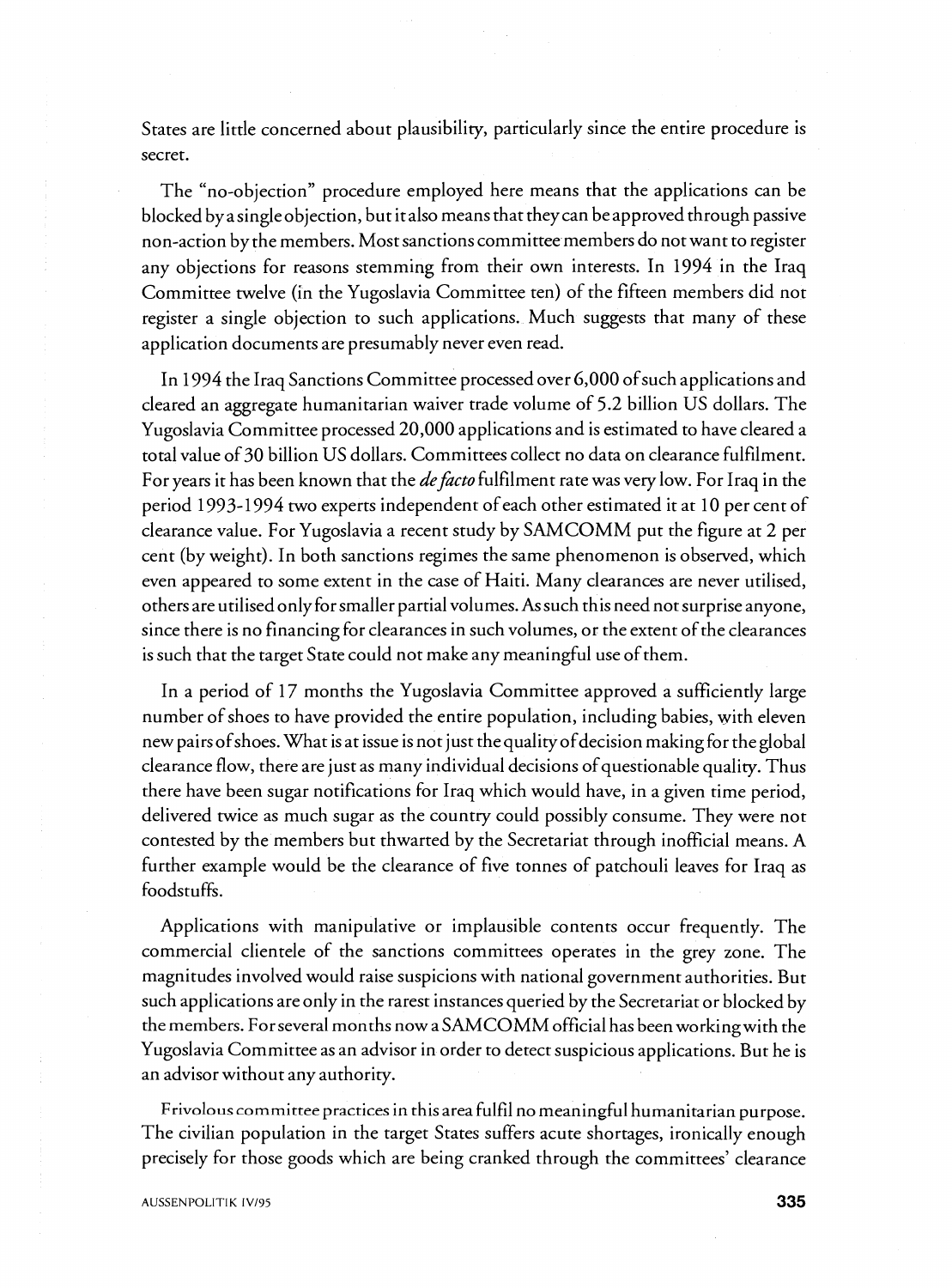States are little concerned about plausibility, particularly since the entire procedure is secret.

The "no-objection" procedure employed here means that the applications can be blocked by a single objection, but it also means that they can be approved through passive non-action by the members. Most sanctions committee members do not want to register any objections for reasons stemming from their own interests. In 1994 in the Iraq Committee twelve (in the Yugoslavia Committee ten) of the fifteen members did not register a single objection to such applications. Much suggests that many of these application documents are presumably never even read.

In 1994 the Iraq Sanctions Committee processed over 6,000 of such applications and cleared an aggregate humanitarian waiver trade volume of 5.2 billion US dollars. The Yugoslavia Committee processed 20,000 applications and is estimated to have cleared a total value of 30 billion US dollars. Committees collect no data on clearance fulfilment. For years it has been known that the *de facto* fulfilment rate was very low. For Iraq in the period 1993-1994 two experts independent of each other estimated it at 10 per cent of clearance value. For Yugoslavia a recent study by SAMCOMM put the figure at 2 per cent (by weight). In both sanctions regimes the same phenomenon is observed, which even appeared to some extent in the case of Haiti. Many clearances are never utilised, others are utilised only for smaller partial volumes. As such this need not surprise anyone, since there is no financing for clearances in such volumes, or the extent of the clearances is such that the target State could not make any meaningful use of them.

In a period of 17 months the Yugoslavia Committee approved a sufficiently large number of shoes to have provided the entire population, including babies, with eleven new pairs of shoes. What is at issue is not just the quality of decision making for the global clearance flow, there are just as many individual decisions of questionable quality. Thus there have been sugar notifications for Iraq which would have, in a given time period, delivered twice as much sugar as the country could possibly consume. They were not contested by the members but thwarted by the Secretariat through inofficial means. A further example would be the clearance of five tonnes of patchouli leaves for Iraq as foodstuffs.

Applications with manipulative or implausible contents occur frequently. The commercial clientele of the sanctions committees operates in the grey zone. The magnitudes involved would raise suspicions with national government authorities. But such applications are only in the rarest instances queried by the Secretariat or blocked by the members. For several months now a SAMCOMM official has been working with the Yugoslavia Committee as an advisor in order to detect suspicious applications. But he is an advisor without any authority.

Frivolous committee practices in this area fulfil no meaningful humanitarian purpose. The civilian population in the target States suffers acute shortages, ironically enough precisely for those goods which are being cranked through the committees' clearance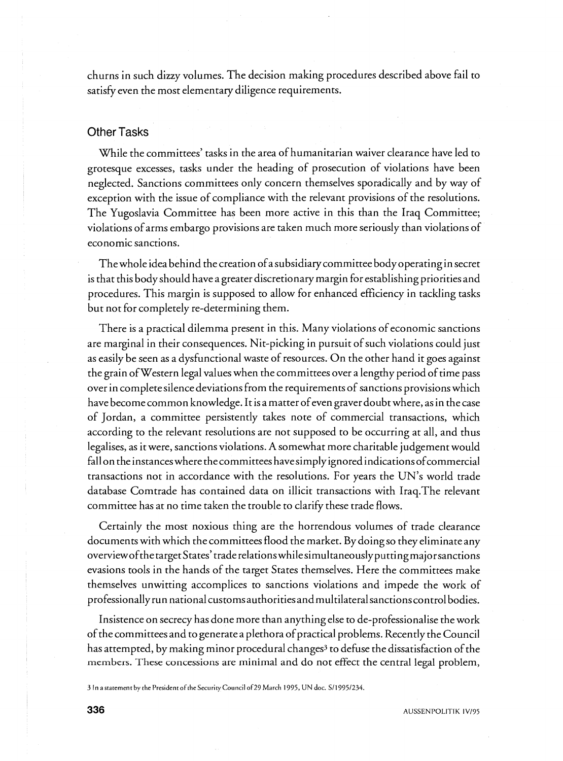churns in such dizzy volumes. The decision making procedures described above fail to satisfy even the most elementary diligence requirements.

### Other Tasks

While the committees' tasks in the area of humanitarian waiver clearance have led to grotesque excesses, tasks under the heading of prosecution of violations have been neglected. Sanctions committees only concern themselves sporadically and by way of exception with the issue of compliance with the relevant provisions of the resolutions. The Yugoslavia Committee has been more active in this than the Iraq Committee; violations of arms embargo provisions are taken much more seriously than violations of economic sanctions.

The whole idea behind the creation of a subsidiary committee body operating in secret is that this body should have a greater discretionary margin for establishing priorities and procedures. This margin is supposed to allow for enhanced efficiency in tackling tasks but not for completely re-determining them.

There is a practical dilemma present in this. Many violations of economic sanctions are marginal in their consequences. Nit-picking in pursuit of such violations could just as easily be seen as a dysfunctional waste of resources. On the other hand it goes against the grain of Western legal values when the committees over a lengthy period of time pass over in complete silence deviations from the requirements of sanctions provisions which have become common knowledge. It is a matter of even graver doubt where, as in the case of Jordan, a committee persistently takes note of commercial transactions, which according to the relevant resolutions are not supposed to be occurring at all, and thus legalises, as it were, sanctions violations. A somewhat more charitable judgement would fall on the instances where the committees have simply ignored indications of commercial transactions not in accordance with the resolutions. For years the UN's world trade database Comtrade has contained data on illicit transactions with Iraq.The relevant committee has at no time taken the trouble to clarify these trade flows.

Certainly the most noxious thing are the horrendous volumes of trade clearance documents with which the committees flood the market. By doing so they eliminate any overview of the target States' trade relations while simultaneously putting major sanctions evasions tools in the hands of the target States themselves. Here the committees make themselves unwitting accomplices to sanctions violations and impede the work of professionally run national customs authorities and multilateral sanctions control bodies.

Insistence on secrecy has done more than anything else to de-professionalise the work of the committees and to generate a plethora of practical problems. Recently the Council has attempted, by making minor procedural changes[3] to defuse the dissatisfaction of the members. These concessions are minimal and do not effect the central legal problem,

3 In a statement by the President of the Security Council of 29 March 1995, UN doc. S/1995/234.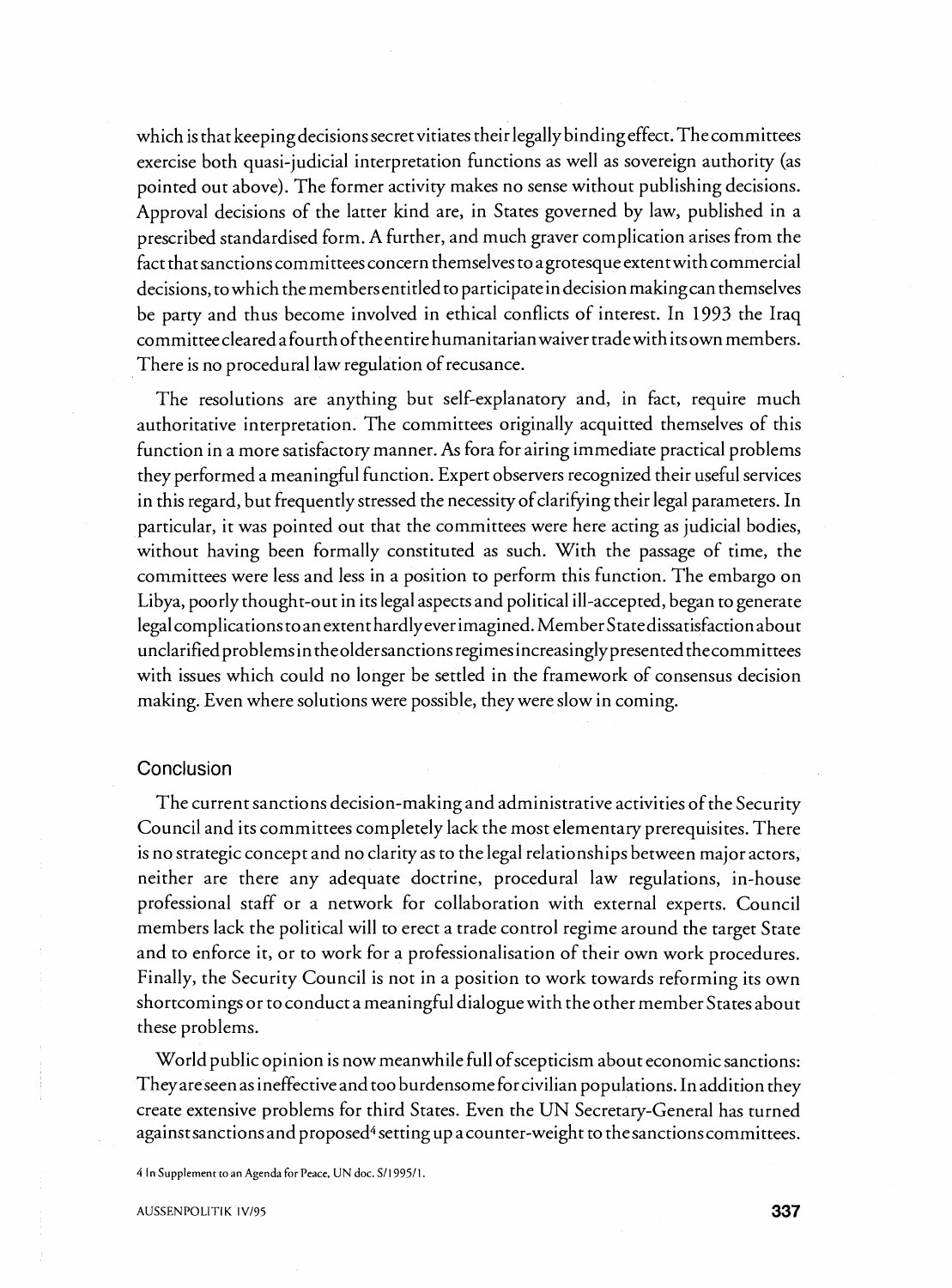which is that keeping decisions secret vitiates their legally binding effect. The committees exercise both quasi-judicial interpretation functions as well as sovereign authority (as pointed out above). The former activity makes no sense without publishing decisions. Approval decisions of the latter kind are, in States governed by law, published in a prescribed standardised form. A further, and much graver complication arises from the fact that sanctions committees concern themselves to a grotesque extent with commercial decisions, to which the members entitled to participate in decision making can themselves be party and thus become involved in ethical conflicts of interest. In 1993 the Iraq committee cleared a fourth of the entire humanitarian waiver trade with its own members. There is no procedural law regulation of recusance.

The resolutions are anything but self-explanatory and, in fact, require much authoritative interpretation. The committees originally acquitted themselves of this function in a more satisfactory manner. As fora for airing immediate practical problems they performed a meaningful function. Expert observers recognized their useful services in this regard, but frequently stressed the necessity of clarifying their legal parameters. In particular, it was pointed out that the committees were here acting as judicial bodies, without having been formally constituted as such. With the passage of time, the committees were less and less in a position to perform this function. The embargo on Libya, poorly thought-out in its legal aspects and political ill-accepted, began to generate legal complications to an extent hardly ever imagined. Member State dissatisfaction about unclarified problems in the older sanctions regimes increasingly presented the committees with issues which could no longer be settled in the framework of consensus decision making. Even where solutions were possible, they were slow in coming.

## Conclusion

The current sanctions decision-making and administrative activities of the Security Council and its committees completely lack the most elementary prerequisites. There is no strategic concept and no clarity as to the legal relationships between major actors, neither are there any adequate doctrine, procedural law regulations, in-house professional staff or a network for collaboration with external experts. Council members lack the political will to erect a trade control regime around the target State and to enforce it, or to work for a professionalisation of their own work procedures. Finally, the Security Council is not in a position to work towards reforming its own shortcomings or to conduct a meaningful dialogue with the other member States about these problems.

World public opinion is now meanwhile full of scepticism about economic sanctions: They are seen as ineffective and too burdensome for civilian populations. In addition they create extensive problems for third States. Even the UN Secretary-General has turned against sanctions and proposed[4] setting up a counter-weight to the sanctions committees.

4 In Supplement to an Agenda for Peace, UN doc. S/1995/1.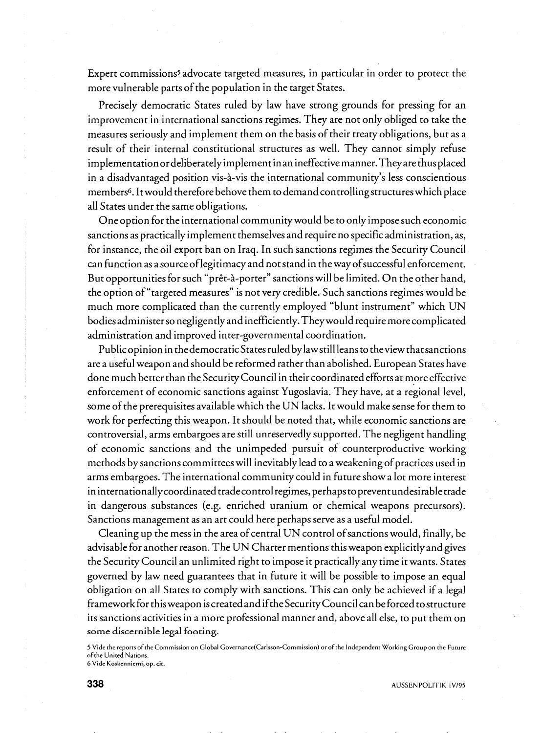Expert commissions[5] advocate targeted measures, in particular in order to protect the more vulnerable parts of the population in the target States.

Precisely democratic States ruled by law have strong grounds for pressing for an improvement in international sanctions regimes. They are not only obliged to take the measures seriously and implement them on the basis of their treaty obligations, but as a result of their internal constitutional structures as well. They cannot simply refuse implementation or deliberately implement in an ineffective manner. They are thus placed in a disadvantaged position vis-à-vis the international community's less conscientious members[6]. It would therefore behove them to demand controlling structures which place all States under the same obligations.

One option for the international community would be to only impose such economic sanctions as practically implement themselves and require no specific administration, as, for instance, the oil export ban on Iraq. In such sanctions regimes the Security Council can function as a source of legitimacy and not stand in the way of successful enforcement. But opportunities for such "prêt-à-porter" sanctions will be limited. On the other hand, the option of "targeted measures" is not very credible. Such sanctions regimes would be much more complicated than the currently employed "blunt instrument" which UN bodies administer so negligently and inefficiently. They would require more complicated administration and improved inter-governmental coordination.

Public opinion in the democratic States ruled by law still leans to the view that sanctions are a useful weapon and should be reformed rather than abolished. European States have done much better than the Security Council in their coordinated efforts at more effective enforcement of economic sanctions against Yugoslavia. They have, at a regional level, some of the prerequisites available which the UN lacks. It would make sense for them to work for perfecting this weapon. It should be noted that, while economic sanctions are controversial, arms embargoes are still unreservedly supported. The negligent handling of economic sanctions and the unimpeded pursuit of counterproductive working methods by sanctions committees will inevitably lead to a weakening of practices used in arms embargoes. The international community could in future show a lot more interest in internationally coordinated trade control regimes, perhaps to prevent undesirable trade in dangerous substances (e.g. enriched uranium or chemical weapons precursors). Sanctions management as an art could here perhaps serve as a useful model.

Cleaning up the mess in the area of central UN control of sanctions would, finally, be advisable for another reason. The UN Charter mentions this weapon explicitly and gives the Security Council an unlimited right to impose it practically any time it wants. States governed by law need guarantees that in future it will be possible to impose an equal obligation on all States to comply with sanctions. This can only be achieved if a legal framework for this weapon is created and if the Security Council can be forced to structure its sanctions activities in a more professional manner and, above all else, to put them on some discernible legal footing.

5 Vide the reports of the Commission on Global Governance (Carlsson-Commission) or of the Independent Working Group on the Future of the United Nations.

6 Vide Koskenniemi, op. cit.